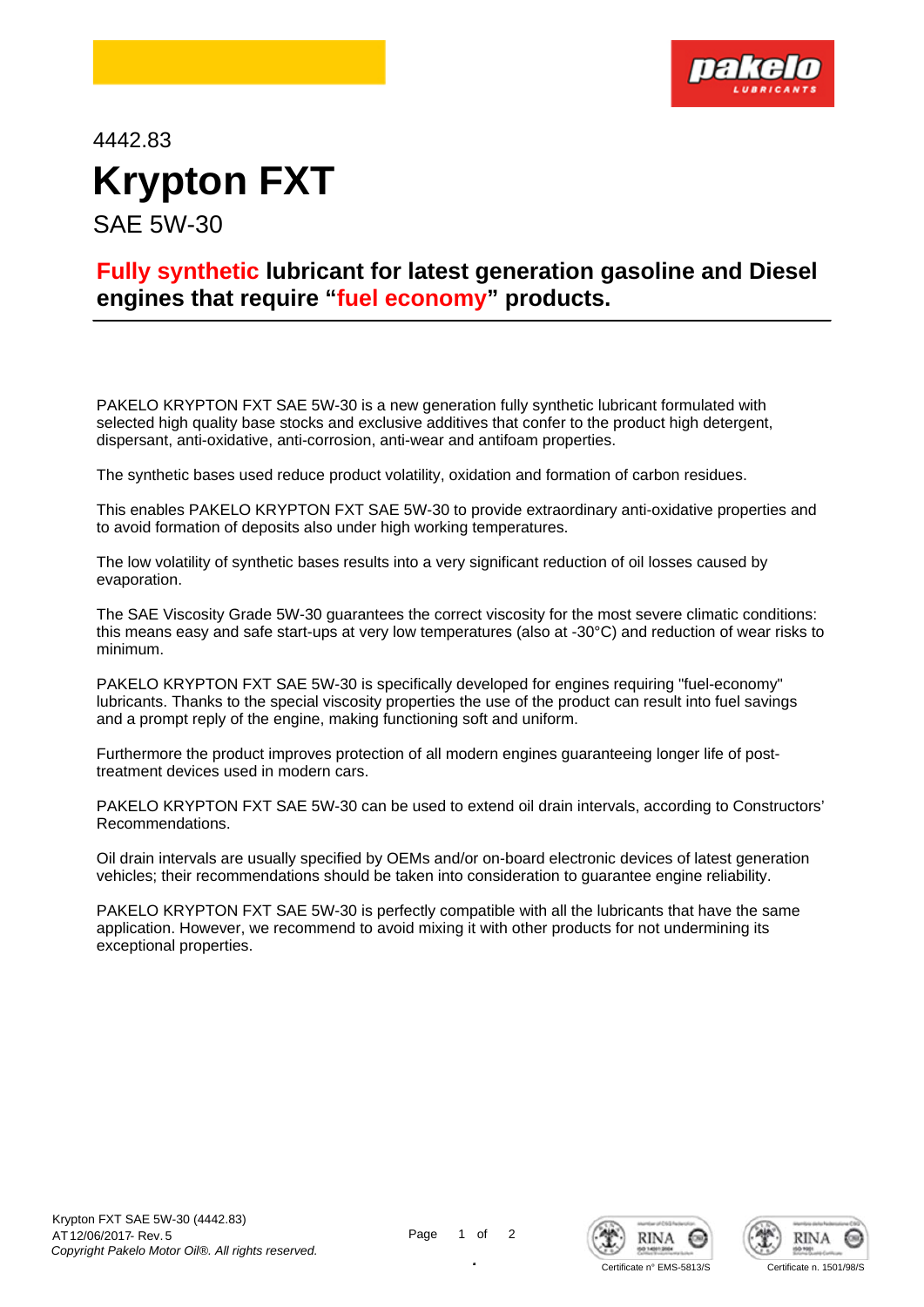4442.83

# Krypton FXT

SAE 5W-30

## Fully synthetic lubricant for latest generation gasoline and Diesel engines that require "fuel economy" products.

PAKELO KRYPTON FXT SAE 5W-30 is a new generation fully synthetic lubricant formulated with selected high quality base stocks and exclusive additives that confer to the product high detergent, dispersant, anti-oxidative, anti-corrosion, anti-wear and antifoam properties.

The synthetic bases used reduce product volatility, oxidation and formation of carbon residues.

This enables PAKELO KRYPTON FXT SAE 5W-30 to provide extraordinary anti-oxidative properties and to avoid formation of deposits also under high working temperatures.

The low volatility of synthetic bases results into a very significant reduction of oil losses caused by evaporation.

The SAE Viscosity Grade 5W-30 guarantees the correct viscosity for the most severe climatic conditions: this means easy and safe start-ups at very low temperatures (also at -30°C) and reduction of wear risks to minimum.

PAKELO KRYPTON FXT SAE 5W-30 is specifically developed for engines requiring "fuel-economy" lubricants. Thanks to the special viscosity properties the use of the product can result into fuel savings and a prompt reply of the engine, making functioning soft and uniform.

Furthermore the product improves protection of all modern engines guaranteeing longer life of post-treatment devices used in modern cars.

PAKELO KRYPTON FXT SAE 5W-30 can be used to extend oil drain intervals, according to Constructors' Recommendations.

Oil drain intervals are usually specified by OEMs and/or on-board electronic devices of latest generation vehicles; their recommendations should be taken into consideration to guarantee engine reliability.

PAKELO KRYPTON FXT SAE 5W-30 is perfectly compatible with all the lubricants that have the same application. However, we recommend to avoid mixing it with other products for not undermining its exceptional properties.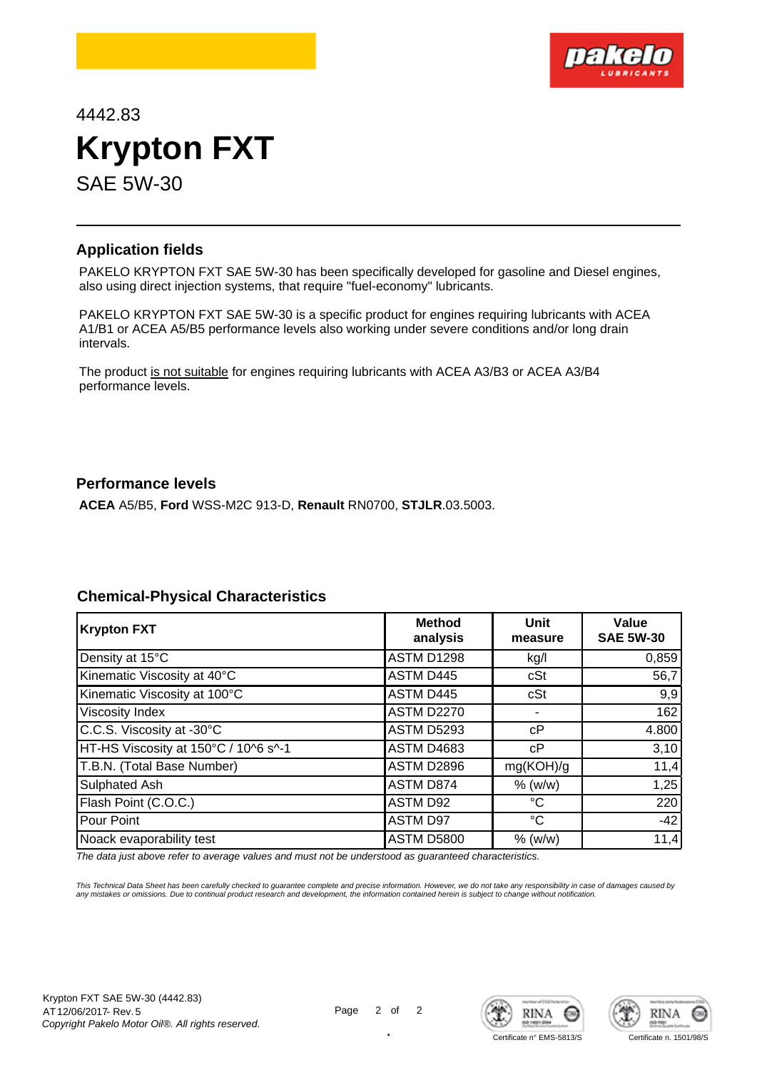4442.83

# Krypton FXT

SAE 5W-30

## Application fields

PAKELO KRYPTON FXT SAE 5W-30 has been specifically developed for gasoline and Diesel engines, also using direct injection systems, that require "fuel-economy" lubricants.

PAKELO KRYPTON FXT SAE 5W-30 is a specific product for engines requiring lubricants with ACEA A1/B1 or ACEA A5/B5 performance levels also working under severe conditions and/or long drain intervals.

The product is not suitable for engines requiring lubricants with ACEA A3/B3 or ACEA A3/B4 performance levels.

## Performance levels

**ACEA** A5/B5, **Ford** WSS-M2C 913-D, **Renault** RN0700, **STJLR**.03.5003.

## Chemical-Physical Characteristics

| **Krypton FXT** | **Method analysis** | **Unit measure** | **Value SAE 5W-30** |
|---|---|---|---|
| Density at 15°C | ASTM D1298 | kg/l | 0,859 |
| Kinematic Viscosity at 40°C | ASTM D445 | cSt | 56,7 |
| Kinematic Viscosity at 100°C | ASTM D445 | cSt | 9,9 |
| Viscosity Index | ASTM D2270 | - | 162 |
| C.C.S. Viscosity at -30°C | ASTM D5293 | cP | 4.800 |
| HT-HS Viscosity at 150°C / 10^6 s^-1 | ASTM D4683 | cP | 3,10 |
| T.B.N. (Total Base Number) | ASTM D2896 | mg(KOH)/g | 11,4 |
| Sulphated Ash | ASTM D874 | % (w/w) | 1,25 |
| Flash Point (C.O.C.) | ASTM D92 | °C | 220 |
| Pour Point | ASTM D97 | °C | -42 |
| Noack evaporability test | ASTM D5800 | % (w/w) | 11,4 |

*The data just above refer to average values and must not be understood as guaranteed characteristics.*

*This Technical Data Sheet has been carefully checked to guarantee complete and precise information. However, we do not take any responsibility in case of damages caused by any mistakes or omissions. Due to continual product research and development, the information contained herein is subject to change without notification.*

Krypton FXT SAE 5W-30 (4442.83)
AT 12/06/2017- Rev. 5
*Copyright Pakelo Motor Oil®. All rights reserved.*

Certificate n° EMS-5813/S

Certificate n. 1501/98/S